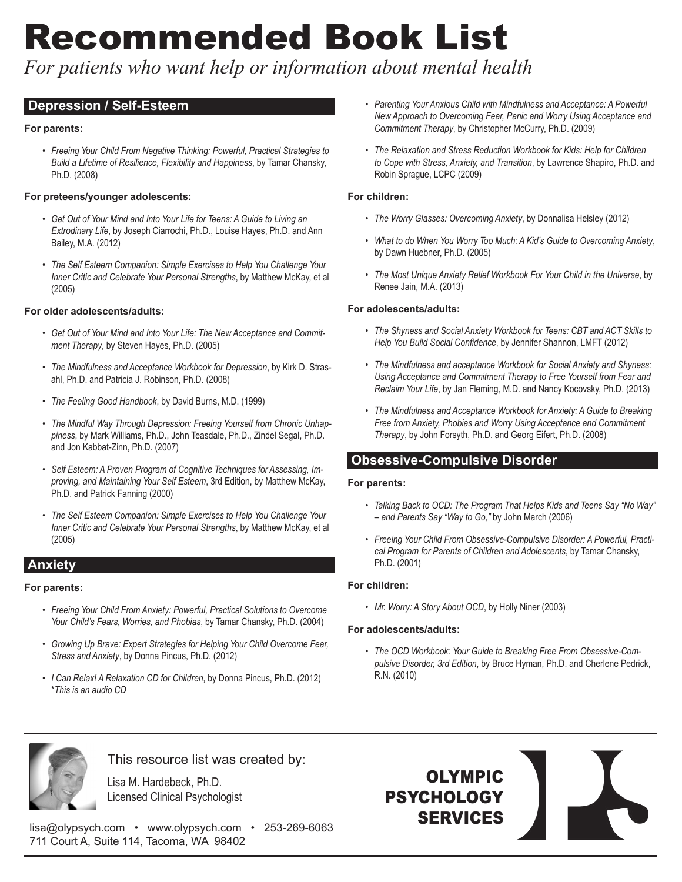# Recommended Book List

*For patients who want help or information about mental health*

## Depression / Self-Esteem

**For parents:**

- *Freeing Your Child From Negative Thinking: Powerful, Practical Strategies to Build a Lifetime of Resilience, Flexibility and Happiness*, by Tamar Chansky, Ph.D. (2008)

**For preteens/younger adolescents:**

- *Get Out of Your Mind and Into Your Life for Teens: A Guide to Living an Extrodinary Life*, by Joseph Ciarrochi, Ph.D., Louise Hayes, Ph.D. and Ann Bailey, M.A. (2012)
- *The Self Esteem Companion: Simple Exercises to Help You Challenge Your Inner Critic and Celebrate Your Personal Strengths*, by Matthew McKay, et al (2005)

**For older adolescents/adults:**

- *Get Out of Your Mind and Into Your Life: The New Acceptance and Commitment Therapy*, by Steven Hayes, Ph.D. (2005)
- *The Mindfulness and Acceptance Workbook for Depression*, by Kirk D. Strasahl, Ph.D. and Patricia J. Robinson, Ph.D. (2008)
- *The Feeling Good Handbook*, by David Burns, M.D. (1999)
- *The Mindful Way Through Depression: Freeing Yourself from Chronic Unhappiness*, by Mark Williams, Ph.D., John Teasdale, Ph.D., Zindel Segal, Ph.D. and Jon Kabbat-Zinn, Ph.D. (2007)
- *Self Esteem: A Proven Program of Cognitive Techniques for Assessing, Improving, and Maintaining Your Self Esteem*, 3rd Edition, by Matthew McKay, Ph.D. and Patrick Fanning (2000)
- *The Self Esteem Companion: Simple Exercises to Help You Challenge Your Inner Critic and Celebrate Your Personal Strengths*, by Matthew McKay, et al (2005)

## Anxiety

**For parents:**

- *Freeing Your Child From Anxiety: Powerful, Practical Solutions to Overcome Your Child's Fears, Worries, and Phobias*, by Tamar Chansky, Ph.D. (2004)
- *Growing Up Brave: Expert Strategies for Helping Your Child Overcome Fear, Stress and Anxiety*, by Donna Pincus, Ph.D. (2012)
- *I Can Relax! A Relaxation CD for Children*, by Donna Pincus, Ph.D. (2012) **This is an audio CD*
- *Parenting Your Anxious Child with Mindfulness and Acceptance: A Powerful New Approach to Overcoming Fear, Panic and Worry Using Acceptance and Commitment Therapy*, by Christopher McCurry, Ph.D. (2009)
- *The Relaxation and Stress Reduction Workbook for Kids: Help for Children to Cope with Stress, Anxiety, and Transition*, by Lawrence Shapiro, Ph.D. and Robin Sprague, LCPC (2009)

**For children:**

- *The Worry Glasses: Overcoming Anxiety*, by Donnalisa Helsley (2012)
- *What to do When You Worry Too Much: A Kid's Guide to Overcoming Anxiety*, by Dawn Huebner, Ph.D. (2005)
- *The Most Unique Anxiety Relief Workbook For Your Child in the Universe*, by Renee Jain, M.A. (2013)

**For adolescents/adults:**

- *The Shyness and Social Anxiety Workbook for Teens: CBT and ACT Skills to Help You Build Social Confidence*, by Jennifer Shannon, LMFT (2012)
- *The Mindfulness and acceptance Workbook for Social Anxiety and Shyness: Using Acceptance and Commitment Therapy to Free Yourself from Fear and Reclaim Your Life*, by Jan Fleming, M.D. and Nancy Kocovsky, Ph.D. (2013)
- *The Mindfulness and Acceptance Workbook for Anxiety: A Guide to Breaking Free from Anxiety, Phobias and Worry Using Acceptance and Commitment Therapy*, by John Forsyth, Ph.D. and Georg Eifert, Ph.D. (2008)

## Obsessive-Compulsive Disorder

**For parents:**

- *Talking Back to OCD: The Program That Helps Kids and Teens Say "No Way" – and Parents Say "Way to Go,"* by John March (2006)
- *Freeing Your Child From Obsessive-Compulsive Disorder: A Powerful, Practical Program for Parents of Children and Adolescents*, by Tamar Chansky, Ph.D. (2001)

**For children:**

- *Mr. Worry: A Story About OCD*, by Holly Niner (2003)

**For adolescents/adults:**

- *The OCD Workbook: Your Guide to Breaking Free From Obsessive-Compulsive Disorder, 3rd Edition*, by Bruce Hyman, Ph.D. and Cherlene Pedrick, R.N. (2010)

---

This resource list was created by:

Lisa M. Hardebeck, Ph.D.
Licensed Clinical Psychologist

lisa@olypsych.com • www.olypsych.com • 253-269-6063
711 Court A, Suite 114, Tacoma, WA 98402

OLYMPIC PSYCHOLOGY SERVICES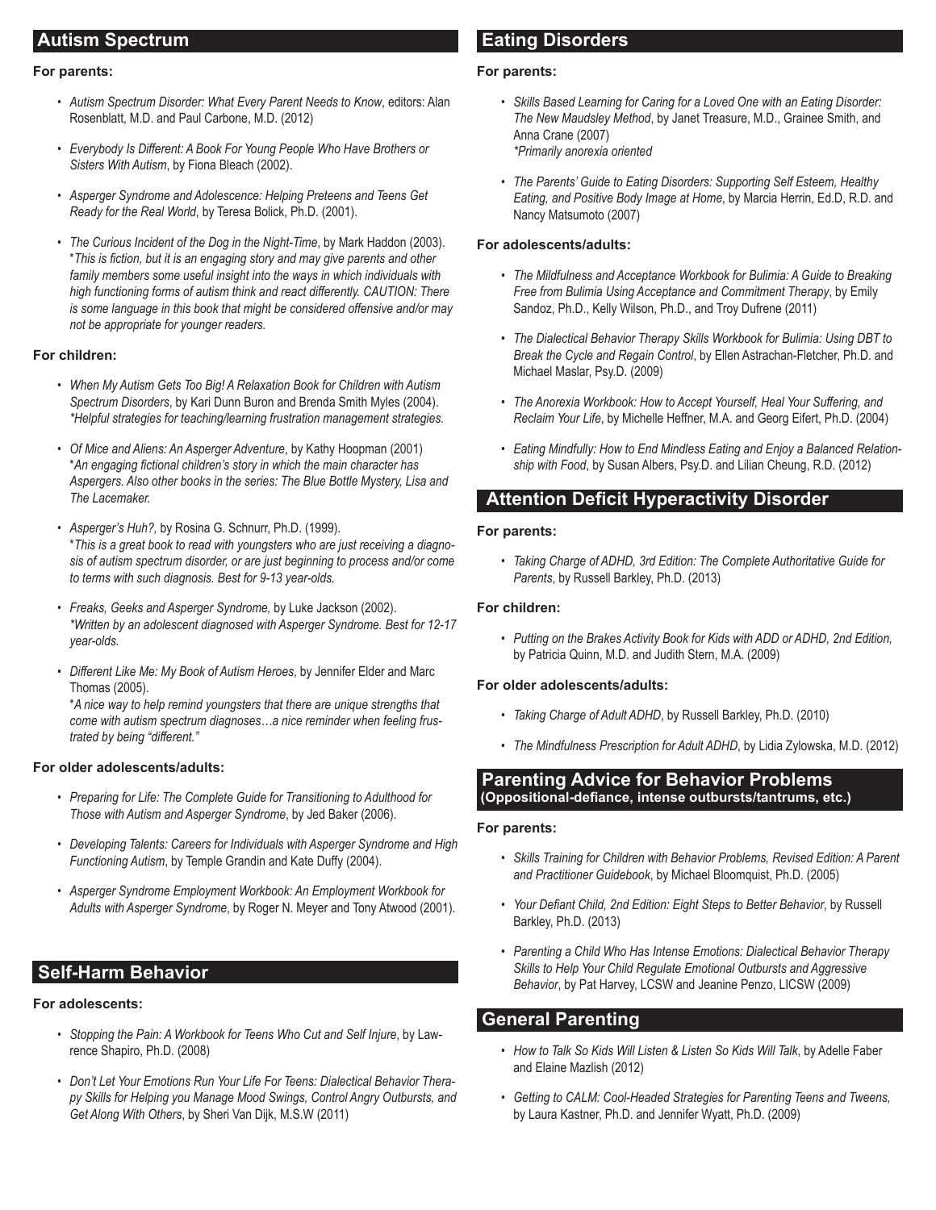## Autism Spectrum

**For parents:**

- *Autism Spectrum Disorder: What Every Parent Needs to Know*, editors: Alan Rosenblatt, M.D. and Paul Carbone, M.D. (2012)
- *Everybody Is Different: A Book For Young People Who Have Brothers or Sisters With Autism*, by Fiona Bleach (2002).
- *Asperger Syndrome and Adolescence: Helping Preteens and Teens Get Ready for the Real World*, by Teresa Bolick, Ph.D. (2001).
- *The Curious Incident of the Dog in the Night-Time*, by Mark Haddon (2003). *\*This is fiction, but it is an engaging story and may give parents and other family members some useful insight into the ways in which individuals with high functioning forms of autism think and react differently. CAUTION: There is some language in this book that might be considered offensive and/or may not be appropriate for younger readers.*

**For children:**

- *When My Autism Gets Too Big! A Relaxation Book for Children with Autism Spectrum Disorders*, by Kari Dunn Buron and Brenda Smith Myles (2004). *\*Helpful strategies for teaching/learning frustration management strategies.*
- *Of Mice and Aliens: An Asperger Adventure*, by Kathy Hoopman (2001) *\*An engaging fictional children's story in which the main character has Aspergers. Also other books in the series: The Blue Bottle Mystery, Lisa and The Lacemaker.*
- *Asperger's Huh?,* by Rosina G. Schnurr, Ph.D. (1999). *\*This is a great book to read with youngsters who are just receiving a diagnosis of autism spectrum disorder, or are just beginning to process and/or come to terms with such diagnosis. Best for 9-13 year-olds.*
- *Freaks, Geeks and Asperger Syndrome,* by Luke Jackson (2002). *\*Written by an adolescent diagnosed with Asperger Syndrome. Best for 12-17 year-olds.*
- *Different Like Me: My Book of Autism Heroes*, by Jennifer Elder and Marc Thomas (2005). *\*A nice way to help remind youngsters that there are unique strengths that come with autism spectrum diagnoses…a nice reminder when feeling frustrated by being "different."*

**For older adolescents/adults:**

- *Preparing for Life: The Complete Guide for Transitioning to Adulthood for Those with Autism and Asperger Syndrome*, by Jed Baker (2006).
- *Developing Talents: Careers for Individuals with Asperger Syndrome and High Functioning Autism*, by Temple Grandin and Kate Duffy (2004).
- *Asperger Syndrome Employment Workbook: An Employment Workbook for Adults with Asperger Syndrome*, by Roger N. Meyer and Tony Atwood (2001).

## Self-Harm Behavior

**For adolescents:**

- *Stopping the Pain: A Workbook for Teens Who Cut and Self Injure*, by Lawrence Shapiro, Ph.D. (2008)
- *Don't Let Your Emotions Run Your Life For Teens: Dialectical Behavior Therapy Skills for Helping you Manage Mood Swings, Control Angry Outbursts, and Get Along With Others*, by Sheri Van Dijk, M.S.W (2011)

## Eating Disorders

**For parents:**

- *Skills Based Learning for Caring for a Loved One with an Eating Disorder: The New Maudsley Method*, by Janet Treasure, M.D., Grainee Smith, and Anna Crane (2007) *\*Primarily anorexia oriented*
- *The Parents' Guide to Eating Disorders: Supporting Self Esteem, Healthy Eating, and Positive Body Image at Home*, by Marcia Herrin, Ed.D, R.D. and Nancy Matsumoto (2007)

**For adolescents/adults:**

- *The Mildfulness and Acceptance Workbook for Bulimia: A Guide to Breaking Free from Bulimia Using Acceptance and Commitment Therapy*, by Emily Sandoz, Ph.D., Kelly Wilson, Ph.D., and Troy Dufrene (2011)
- *The Dialectical Behavior Therapy Skills Workbook for Bulimia: Using DBT to Break the Cycle and Regain Control*, by Ellen Astrachan-Fletcher, Ph.D. and Michael Maslar, Psy.D. (2009)
- *The Anorexia Workbook: How to Accept Yourself, Heal Your Suffering, and Reclaim Your Life*, by Michelle Heffner, M.A. and Georg Eifert, Ph.D. (2004)
- *Eating Mindfully: How to End Mindless Eating and Enjoy a Balanced Relationship with Food*, by Susan Albers, Psy.D. and Lilian Cheung, R.D. (2012)

## Attention Deficit Hyperactivity Disorder

**For parents:**

- *Taking Charge of ADHD, 3rd Edition: The Complete Authoritative Guide for Parents*, by Russell Barkley, Ph.D. (2013)

**For children:**

- *Putting on the Brakes Activity Book for Kids with ADD or ADHD, 2nd Edition,* by Patricia Quinn, M.D. and Judith Stern, M.A. (2009)

**For older adolescents/adults:**

- *Taking Charge of Adult ADHD*, by Russell Barkley, Ph.D. (2010)
- *The Mindfulness Prescription for Adult ADHD*, by Lidia Zylowska, M.D. (2012)

## Parenting Advice for Behavior Problems
**(Oppositional-defiance, intense outbursts/tantrums, etc.)**

**For parents:**

- *Skills Training for Children with Behavior Problems, Revised Edition: A Parent and Practitioner Guidebook*, by Michael Bloomquist, Ph.D. (2005)
- *Your Defiant Child, 2nd Edition: Eight Steps to Better Behavior*, by Russell Barkley, Ph.D. (2013)
- *Parenting a Child Who Has Intense Emotions: Dialectical Behavior Therapy Skills to Help Your Child Regulate Emotional Outbursts and Aggressive Behavior*, by Pat Harvey, LCSW and Jeanine Penzo, LICSW (2009)

## General Parenting

- *How to Talk So Kids Will Listen & Listen So Kids Will Talk*, by Adelle Faber and Elaine Mazlish (2012)
- *Getting to CALM: Cool-Headed Strategies for Parenting Teens and Tweens,* by Laura Kastner, Ph.D. and Jennifer Wyatt, Ph.D. (2009)